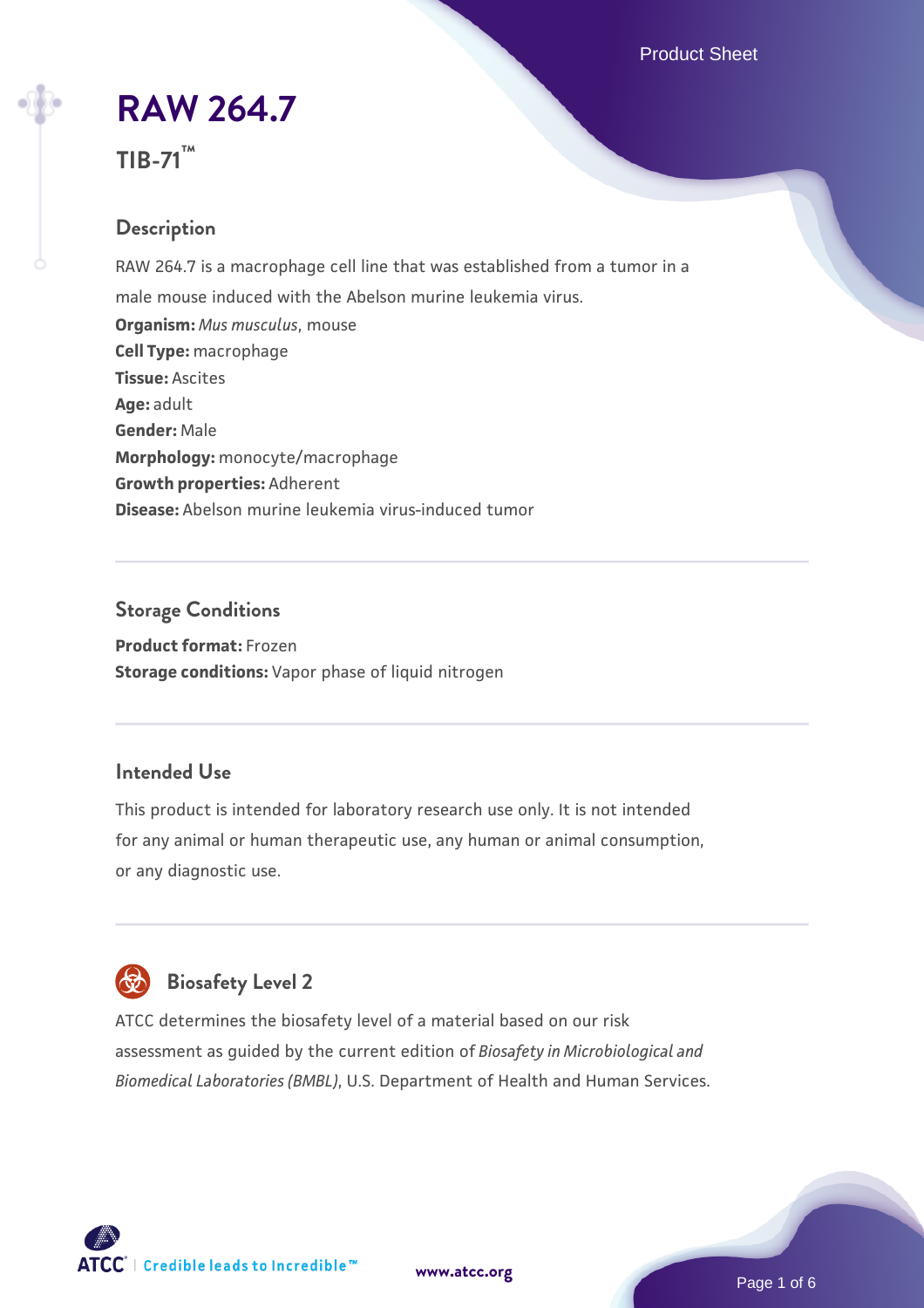# RAW 264.7

**TIB-71™**

## Description

RAW 264.7 is a macrophage cell line that was established from a tumor in a male mouse induced with the Abelson murine leukemia virus.

**Organism:** *Mus musculus*, mouse
**Cell Type:** macrophage
**Tissue:** Ascites
**Age:** adult
**Gender:** Male
**Morphology:** monocyte/macrophage
**Growth properties:** Adherent
**Disease:** Abelson murine leukemia virus-induced tumor

## Storage Conditions

**Product format:** Frozen
**Storage conditions:** Vapor phase of liquid nitrogen

## Intended Use

This product is intended for laboratory research use only. It is not intended for any animal or human therapeutic use, any human or animal consumption, or any diagnostic use.

## Biosafety Level 2

ATCC determines the biosafety level of a material based on our risk assessment as guided by the current edition of *Biosafety in Microbiological and Biomedical Laboratories (BMBL)*, U.S. Department of Health and Human Services.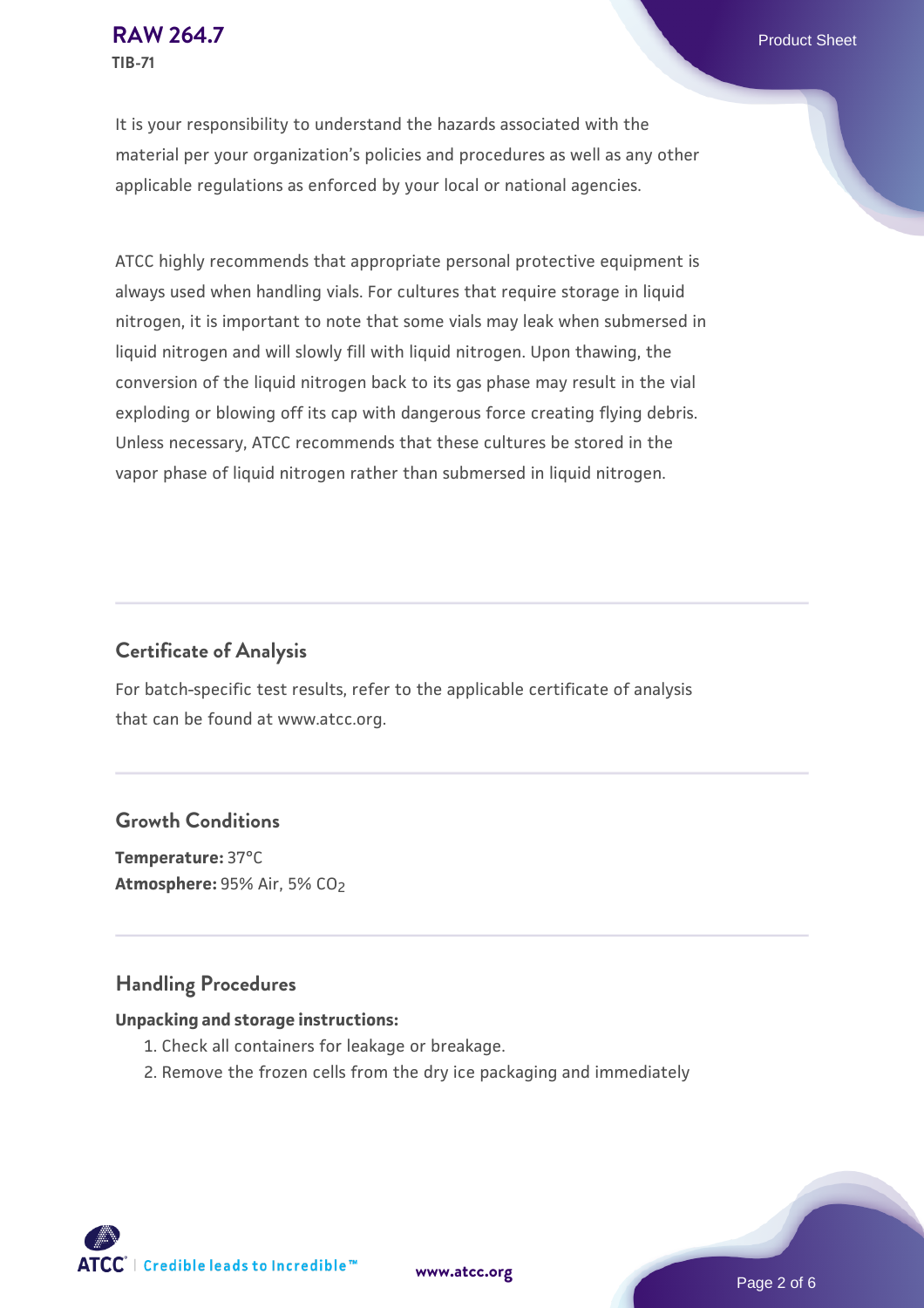It is your responsibility to understand the hazards associated with the material per your organization's policies and procedures as well as any other applicable regulations as enforced by your local or national agencies.

ATCC highly recommends that appropriate personal protective equipment is always used when handling vials. For cultures that require storage in liquid nitrogen, it is important to note that some vials may leak when submersed in liquid nitrogen and will slowly fill with liquid nitrogen. Upon thawing, the conversion of the liquid nitrogen back to its gas phase may result in the vial exploding or blowing off its cap with dangerous force creating flying debris. Unless necessary, ATCC recommends that these cultures be stored in the vapor phase of liquid nitrogen rather than submersed in liquid nitrogen.

## Certificate of Analysis

For batch-specific test results, refer to the applicable certificate of analysis that can be found at www.atcc.org.

## Growth Conditions

**Temperature:** 37°C
**Atmosphere:** 95% Air, 5% $CO_2$

## Handling Procedures

**Unpacking and storage instructions:**

1. Check all containers for leakage or breakage.
2. Remove the frozen cells from the dry ice packaging and immediately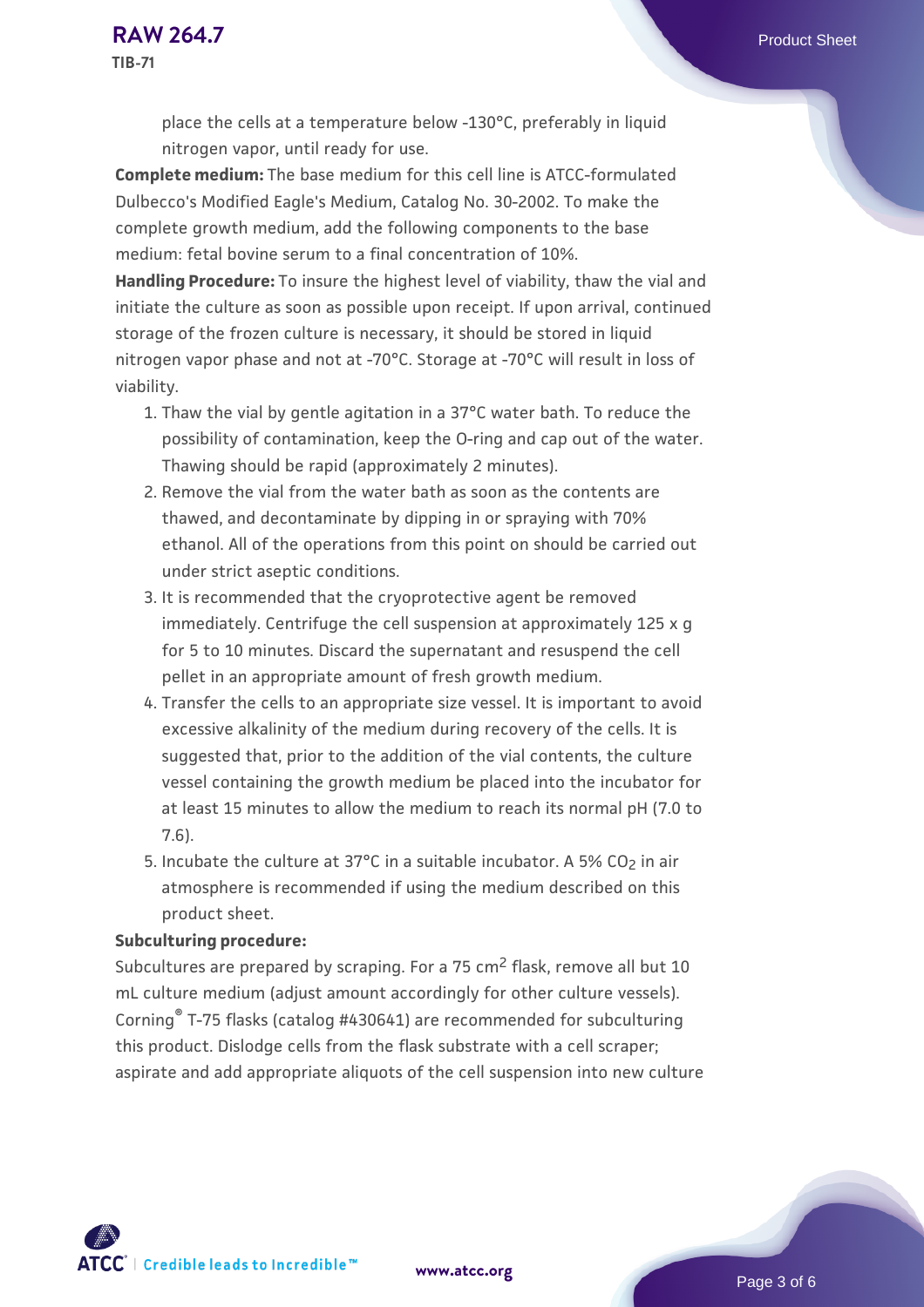place the cells at a temperature below -130°C, preferably in liquid nitrogen vapor, until ready for use.

**Complete medium:** The base medium for this cell line is ATCC-formulated Dulbecco's Modified Eagle's Medium, Catalog No. 30-2002. To make the complete growth medium, add the following components to the base medium: fetal bovine serum to a final concentration of 10%.

**Handling Procedure:** To insure the highest level of viability, thaw the vial and initiate the culture as soon as possible upon receipt. If upon arrival, continued storage of the frozen culture is necessary, it should be stored in liquid nitrogen vapor phase and not at -70°C. Storage at -70°C will result in loss of viability.

1. Thaw the vial by gentle agitation in a 37°C water bath. To reduce the possibility of contamination, keep the O-ring and cap out of the water. Thawing should be rapid (approximately 2 minutes).
2. Remove the vial from the water bath as soon as the contents are thawed, and decontaminate by dipping in or spraying with 70% ethanol. All of the operations from this point on should be carried out under strict aseptic conditions.
3. It is recommended that the cryoprotective agent be removed immediately. Centrifuge the cell suspension at approximately 125 x g for 5 to 10 minutes. Discard the supernatant and resuspend the cell pellet in an appropriate amount of fresh growth medium.
4. Transfer the cells to an appropriate size vessel. It is important to avoid excessive alkalinity of the medium during recovery of the cells. It is suggested that, prior to the addition of the vial contents, the culture vessel containing the growth medium be placed into the incubator for at least 15 minutes to allow the medium to reach its normal pH (7.0 to 7.6).
5. Incubate the culture at 37°C in a suitable incubator. A 5% $CO_2$ in air atmosphere is recommended if using the medium described on this product sheet.

**Subculturing procedure:**

Subcultures are prepared by scraping. For a 75 $cm^2$ flask, remove all but 10 mL culture medium (adjust amount accordingly for other culture vessels). Corning® T-75 flasks (catalog #430641) are recommended for subculturing this product. Dislodge cells from the flask substrate with a cell scraper; aspirate and add appropriate aliquots of the cell suspension into new culture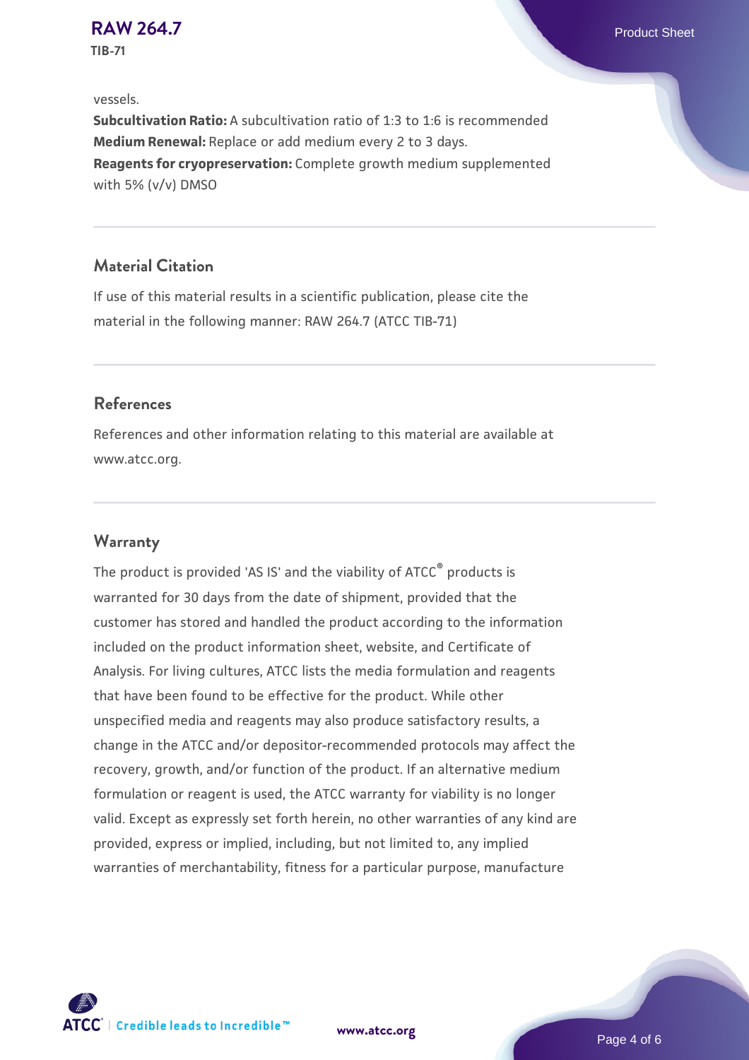vessels.

**Subcultivation Ratio:** A subcultivation ratio of 1:3 to 1:6 is recommended

**Medium Renewal:** Replace or add medium every 2 to 3 days.

**Reagents for cryopreservation:** Complete growth medium supplemented with 5% (v/v) DMSO

## Material Citation

If use of this material results in a scientific publication, please cite the material in the following manner: RAW 264.7 (ATCC TIB-71)

## References

References and other information relating to this material are available at www.atcc.org.

## Warranty

The product is provided 'AS IS' and the viability of ATCC® products is warranted for 30 days from the date of shipment, provided that the customer has stored and handled the product according to the information included on the product information sheet, website, and Certificate of Analysis. For living cultures, ATCC lists the media formulation and reagents that have been found to be effective for the product. While other unspecified media and reagents may also produce satisfactory results, a change in the ATCC and/or depositor-recommended protocols may affect the recovery, growth, and/or function of the product. If an alternative medium formulation or reagent is used, the ATCC warranty for viability is no longer valid. Except as expressly set forth herein, no other warranties of any kind are provided, express or implied, including, but not limited to, any implied warranties of merchantability, fitness for a particular purpose, manufacture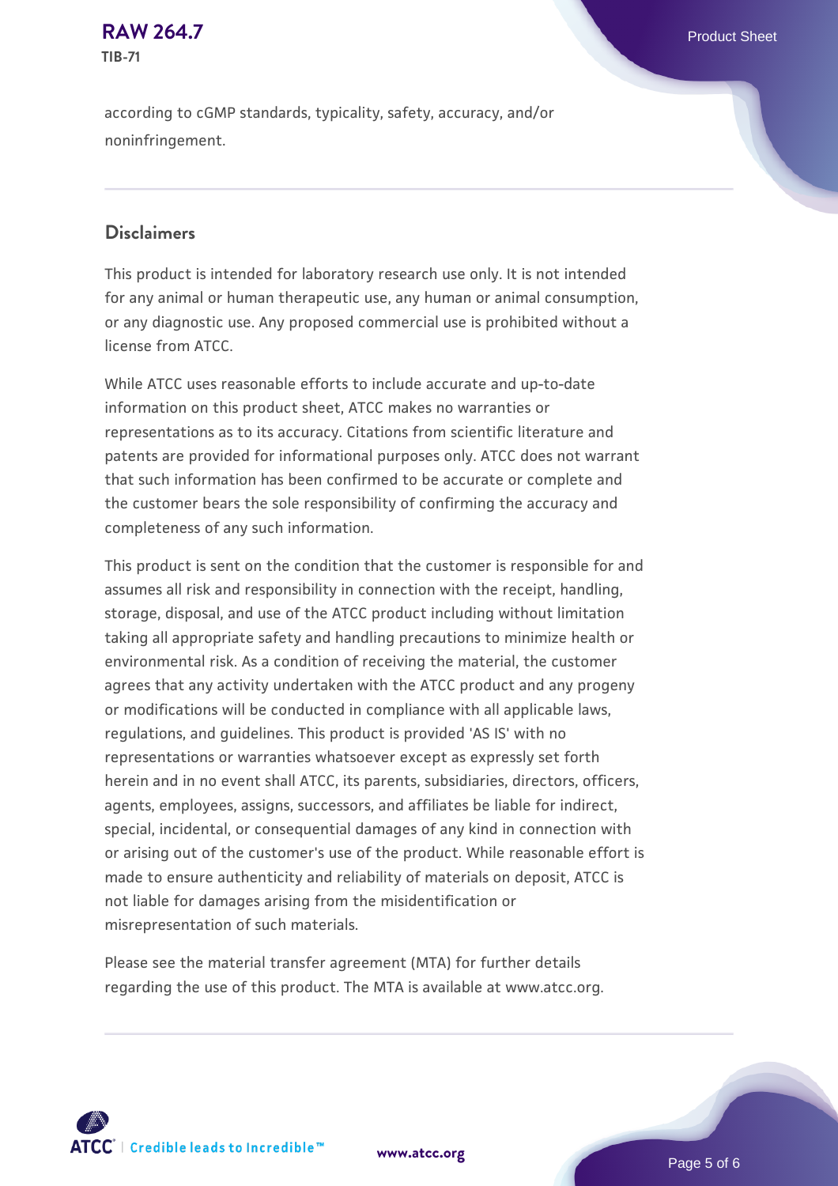according to cGMP standards, typicality, safety, accuracy, and/or noninfringement.

## Disclaimers

This product is intended for laboratory research use only. It is not intended for any animal or human therapeutic use, any human or animal consumption, or any diagnostic use. Any proposed commercial use is prohibited without a license from ATCC.

While ATCC uses reasonable efforts to include accurate and up-to-date information on this product sheet, ATCC makes no warranties or representations as to its accuracy. Citations from scientific literature and patents are provided for informational purposes only. ATCC does not warrant that such information has been confirmed to be accurate or complete and the customer bears the sole responsibility of confirming the accuracy and completeness of any such information.

This product is sent on the condition that the customer is responsible for and assumes all risk and responsibility in connection with the receipt, handling, storage, disposal, and use of the ATCC product including without limitation taking all appropriate safety and handling precautions to minimize health or environmental risk. As a condition of receiving the material, the customer agrees that any activity undertaken with the ATCC product and any progeny or modifications will be conducted in compliance with all applicable laws, regulations, and guidelines. This product is provided 'AS IS' with no representations or warranties whatsoever except as expressly set forth herein and in no event shall ATCC, its parents, subsidiaries, directors, officers, agents, employees, assigns, successors, and affiliates be liable for indirect, special, incidental, or consequential damages of any kind in connection with or arising out of the customer's use of the product. While reasonable effort is made to ensure authenticity and reliability of materials on deposit, ATCC is not liable for damages arising from the misidentification or misrepresentation of such materials.

Please see the material transfer agreement (MTA) for further details regarding the use of this product. The MTA is available at www.atcc.org.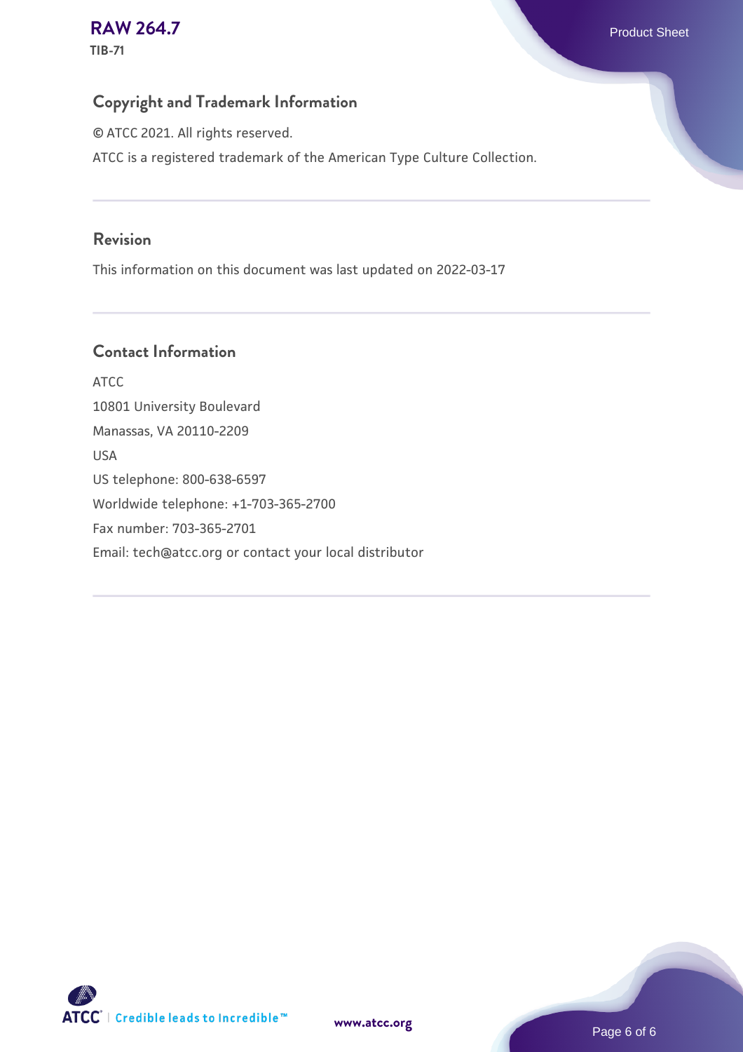## Copyright and Trademark Information

© ATCC 2021. All rights reserved.

ATCC is a registered trademark of the American Type Culture Collection.

## Revision

This information on this document was last updated on 2022-03-17

## Contact Information

ATCC
10801 University Boulevard
Manassas, VA 20110-2209
USA
US telephone: 800-638-6597
Worldwide telephone: +1-703-365-2700
Fax number: 703-365-2701
Email: tech@atcc.org or contact your local distributor